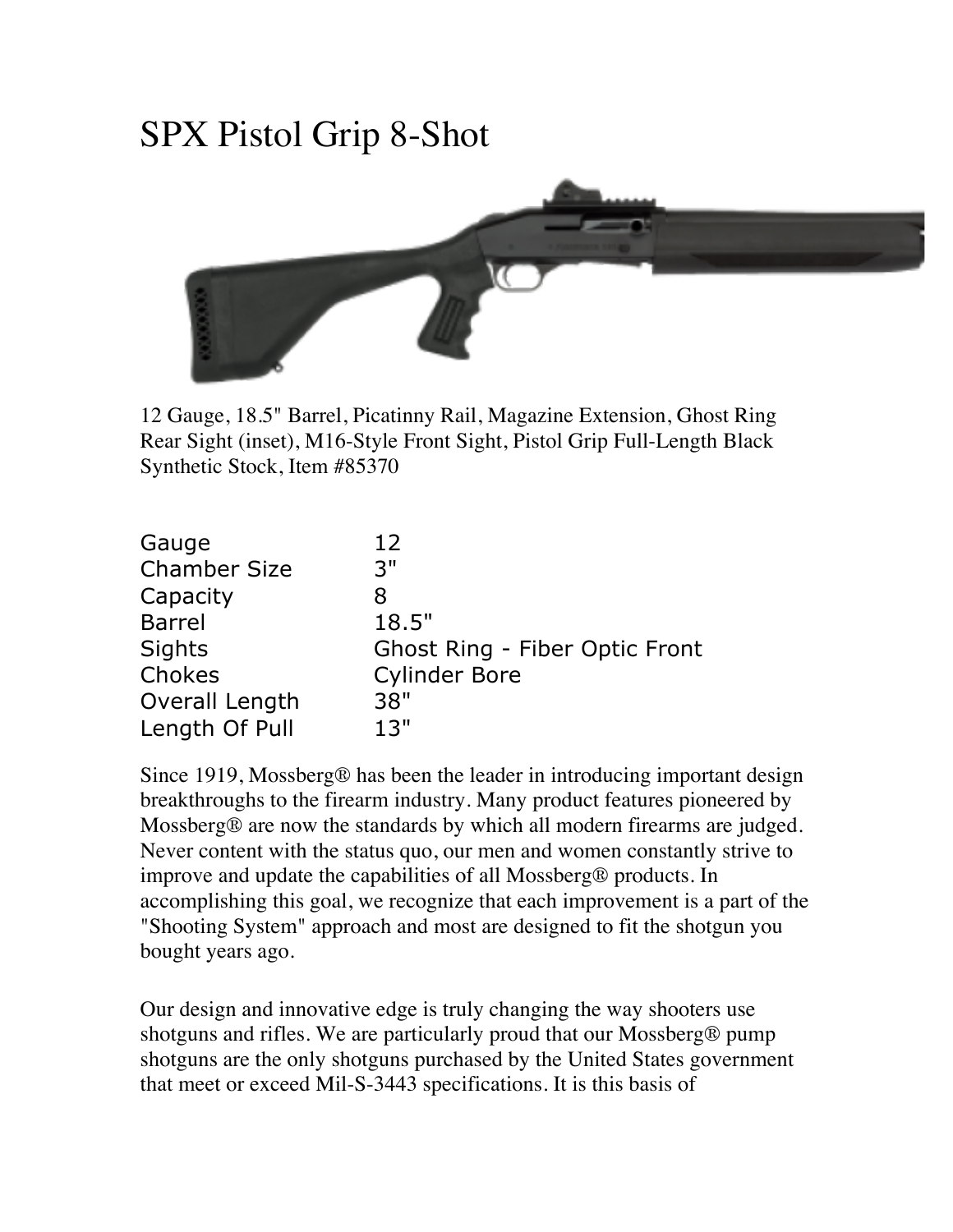# SPX Pistol Grip 8-Shot

12 Gauge, 18.5" Barrel, Picatinny Rail, Magazine Extension, Ghost Ring Rear Sight (inset), M16-Style Front Sight, Pistol Grip Full-Length Black Synthetic Stock, Item #85370

| | |
|---|---|
| Gauge | 12 |
| Chamber Size | 3" |
| Capacity | 8 |
| Barrel | 18.5" |
| Sights | Ghost Ring - Fiber Optic Front |
| Chokes | Cylinder Bore |
| Overall Length | 38" |
| Length Of Pull | 13" |

Since 1919, Mossberg® has been the leader in introducing important design breakthroughs to the firearm industry. Many product features pioneered by Mossberg® are now the standards by which all modern firearms are judged. Never content with the status quo, our men and women constantly strive to improve and update the capabilities of all Mossberg® products. In accomplishing this goal, we recognize that each improvement is a part of the "Shooting System" approach and most are designed to fit the shotgun you bought years ago.

Our design and innovative edge is truly changing the way shooters use shotguns and rifles. We are particularly proud that our Mossberg® pump shotguns are the only shotguns purchased by the United States government that meet or exceed Mil-S-3443 specifications. It is this basis of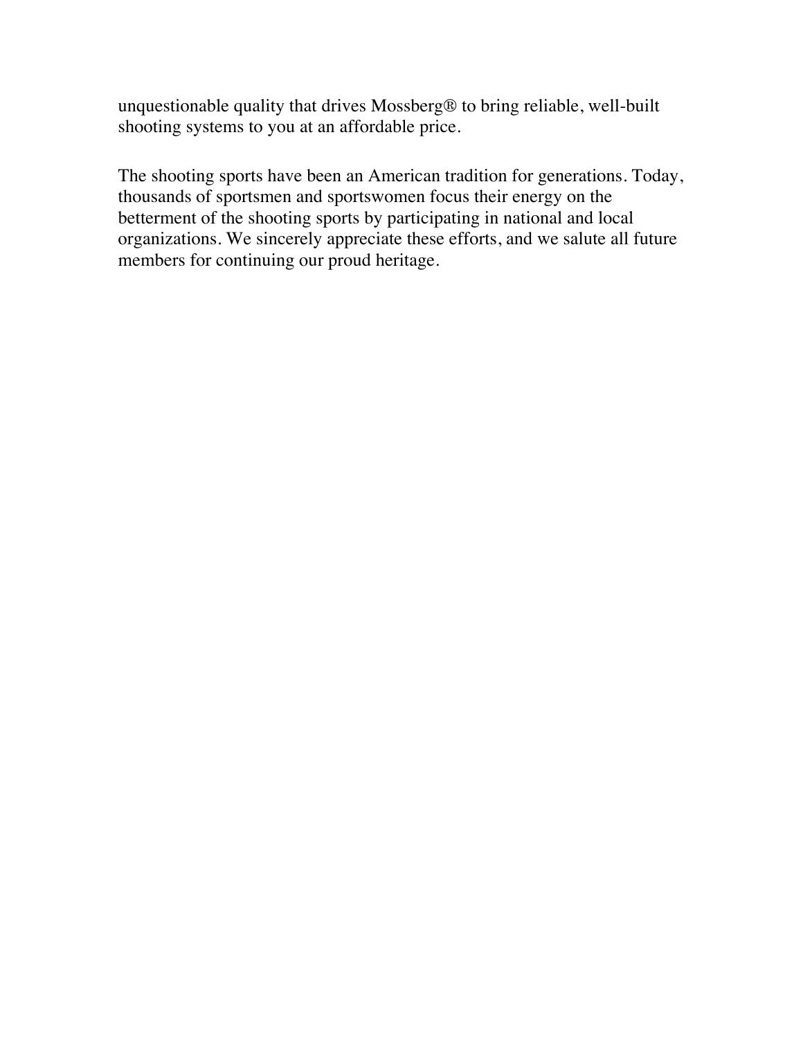unquestionable quality that drives Mossberg® to bring reliable, well-built shooting systems to you at an affordable price.

The shooting sports have been an American tradition for generations. Today, thousands of sportsmen and sportswomen focus their energy on the betterment of the shooting sports by participating in national and local organizations. We sincerely appreciate these efforts, and we salute all future members for continuing our proud heritage.